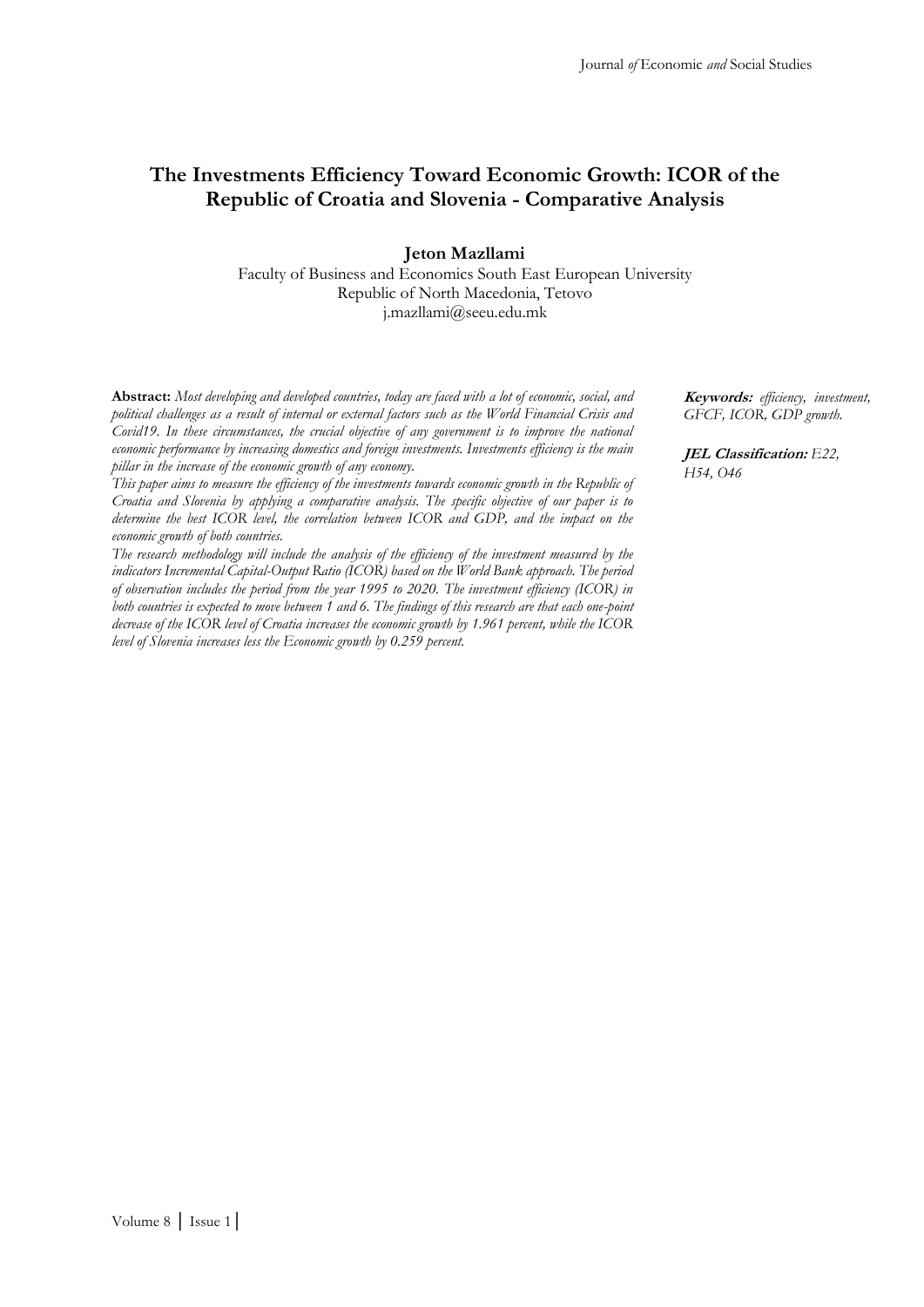# The Investments Efficiency Toward Economic Growth: ICOR of the Republic of Croatia and Slovenia - Comparative Analysis

**Jeton Mazllami**

Faculty of Business and Economics South East European University
Republic of North Macedonia, Tetovo
j.mazllami@seeu.edu.mk

**Abstract:** *Most developing and developed countries, today are faced with a lot of economic, social, and political challenges as a result of internal or external factors such as the World Financial Crisis and Covid19. In these circumstances, the crucial objective of any government is to improve the national economic performance by increasing domestics and foreign investments. Investments efficiency is the main pillar in the increase of the economic growth of any economy.*

*This paper aims to measure the efficiency of the investments towards economic growth in the Republic of Croatia and Slovenia by applying a comparative analysis. The specific objective of our paper is to determine the best ICOR level, the correlation between ICOR and GDP, and the impact on the economic growth of both countries.*

*The research methodology will include the analysis of the efficiency of the investment measured by the indicators Incremental Capital-Output Ratio (ICOR) based on the World Bank approach. The period of observation includes the period from the year 1995 to 2020. The investment efficiency (ICOR) in both countries is expected to move between 1 and 6. The findings of this research are that each one-point decrease of the ICOR level of Croatia increases the economic growth by 1.961 percent, while the ICOR level of Slovenia increases less the Economic growth by 0.259 percent.*

**Keywords:** *efficiency, investment, GFCF, ICOR, GDP growth.*

**JEL Classification:** *E22, H54, O46*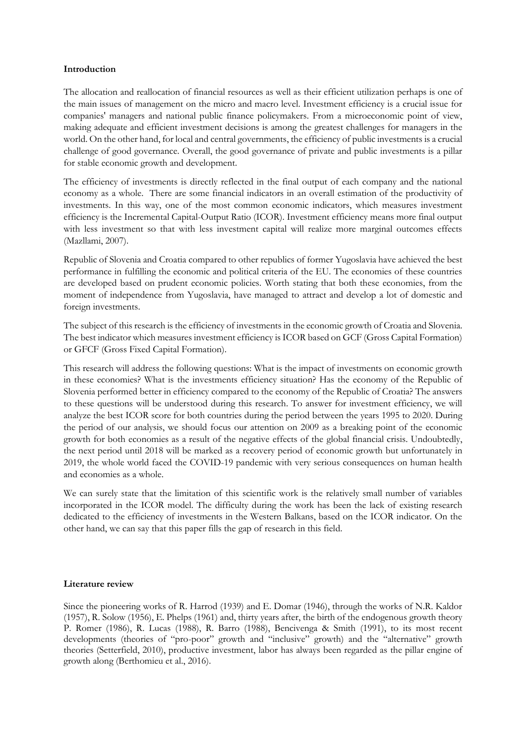**Introduction**

The allocation and reallocation of financial resources as well as their efficient utilization perhaps is one of the main issues of management on the micro and macro level. Investment efficiency is a crucial issue for companies' managers and national public finance policymakers. From a microeconomic point of view, making adequate and efficient investment decisions is among the greatest challenges for managers in the world. On the other hand, for local and central governments, the efficiency of public investments is a crucial challenge of good governance. Overall, the good governance of private and public investments is a pillar for stable economic growth and development.

The efficiency of investments is directly reflected in the final output of each company and the national economy as a whole. There are some financial indicators in an overall estimation of the productivity of investments. In this way, one of the most common economic indicators, which measures investment efficiency is the Incremental Capital-Output Ratio (ICOR). Investment efficiency means more final output with less investment so that with less investment capital will realize more marginal outcomes effects (Mazllami, 2007).

Republic of Slovenia and Croatia compared to other republics of former Yugoslavia have achieved the best performance in fulfilling the economic and political criteria of the EU. The economies of these countries are developed based on prudent economic policies. Worth stating that both these economies, from the moment of independence from Yugoslavia, have managed to attract and develop a lot of domestic and foreign investments.

The subject of this research is the efficiency of investments in the economic growth of Croatia and Slovenia. The best indicator which measures investment efficiency is ICOR based on GCF (Gross Capital Formation) or GFCF (Gross Fixed Capital Formation).

This research will address the following questions: What is the impact of investments on economic growth in these economies? What is the investments efficiency situation? Has the economy of the Republic of Slovenia performed better in efficiency compared to the economy of the Republic of Croatia? The answers to these questions will be understood during this research. To answer for investment efficiency, we will analyze the best ICOR score for both countries during the period between the years 1995 to 2020. During the period of our analysis, we should focus our attention on 2009 as a breaking point of the economic growth for both economies as a result of the negative effects of the global financial crisis. Undoubtedly, the next period until 2018 will be marked as a recovery period of economic growth but unfortunately in 2019, the whole world faced the COVID-19 pandemic with very serious consequences on human health and economies as a whole.

We can surely state that the limitation of this scientific work is the relatively small number of variables incorporated in the ICOR model. The difficulty during the work has been the lack of existing research dedicated to the efficiency of investments in the Western Balkans, based on the ICOR indicator. On the other hand, we can say that this paper fills the gap of research in this field.

**Literature review**

Since the pioneering works of R. Harrod (1939) and E. Domar (1946), through the works of N.R. Kaldor (1957), R. Solow (1956), E. Phelps (1961) and, thirty years after, the birth of the endogenous growth theory P. Romer (1986), R. Lucas (1988), R. Barro (1988), Bencivenga & Smith (1991), to its most recent developments (theories of "pro-poor" growth and "inclusive" growth) and the "alternative" growth theories (Setterfield, 2010), productive investment, labor has always been regarded as the pillar engine of growth along (Berthomieu et al., 2016).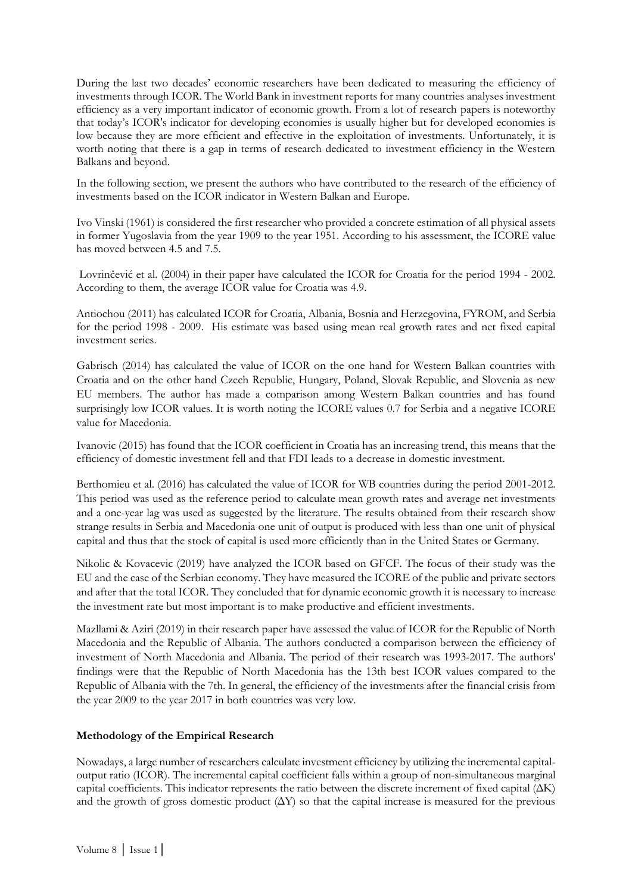During the last two decades' economic researchers have been dedicated to measuring the efficiency of investments through ICOR. The World Bank in investment reports for many countries analyses investment efficiency as a very important indicator of economic growth. From a lot of research papers is noteworthy that today's ICOR's indicator for developing economies is usually higher but for developed economies is low because they are more efficient and effective in the exploitation of investments. Unfortunately, it is worth noting that there is a gap in terms of research dedicated to investment efficiency in the Western Balkans and beyond.

In the following section, we present the authors who have contributed to the research of the efficiency of investments based on the ICOR indicator in Western Balkan and Europe.

Ivo Vinski (1961) is considered the first researcher who provided a concrete estimation of all physical assets in former Yugoslavia from the year 1909 to the year 1951. According to his assessment, the ICORE value has moved between 4.5 and 7.5.

Lovrinčević et al. (2004) in their paper have calculated the ICOR for Croatia for the period 1994 - 2002. According to them, the average ICOR value for Croatia was 4.9.

Antiochou (2011) has calculated ICOR for Croatia, Albania, Bosnia and Herzegovina, FYROM, and Serbia for the period 1998 - 2009. His estimate was based using mean real growth rates and net fixed capital investment series.

Gabrisch (2014) has calculated the value of ICOR on the one hand for Western Balkan countries with Croatia and on the other hand Czech Republic, Hungary, Poland, Slovak Republic, and Slovenia as new EU members. The author has made a comparison among Western Balkan countries and has found surprisingly low ICOR values. It is worth noting the ICORE values 0.7 for Serbia and a negative ICORE value for Macedonia.

Ivanovic (2015) has found that the ICOR coefficient in Croatia has an increasing trend, this means that the efficiency of domestic investment fell and that FDI leads to a decrease in domestic investment.

Berthomieu et al. (2016) has calculated the value of ICOR for WB countries during the period 2001-2012. This period was used as the reference period to calculate mean growth rates and average net investments and a one-year lag was used as suggested by the literature. The results obtained from their research show strange results in Serbia and Macedonia one unit of output is produced with less than one unit of physical capital and thus that the stock of capital is used more efficiently than in the United States or Germany.

Nikolic & Kovacevic (2019) have analyzed the ICOR based on GFCF. The focus of their study was the EU and the case of the Serbian economy. They have measured the ICORE of the public and private sectors and after that the total ICOR. They concluded that for dynamic economic growth it is necessary to increase the investment rate but most important is to make productive and efficient investments.

Mazllami & Aziri (2019) in their research paper have assessed the value of ICOR for the Republic of North Macedonia and the Republic of Albania. The authors conducted a comparison between the efficiency of investment of North Macedonia and Albania. The period of their research was 1993-2017. The authors' findings were that the Republic of North Macedonia has the 13th best ICOR values compared to the Republic of Albania with the 7th. In general, the efficiency of the investments after the financial crisis from the year 2009 to the year 2017 in both countries was very low.

**Methodology of the Empirical Research**

Nowadays, a large number of researchers calculate investment efficiency by utilizing the incremental capital-output ratio (ICOR). The incremental capital coefficient falls within a group of non-simultaneous marginal capital coefficients. This indicator represents the ratio between the discrete increment of fixed capital ($\Delta K$) and the growth of gross domestic product ($\Delta Y$) so that the capital increase is measured for the previous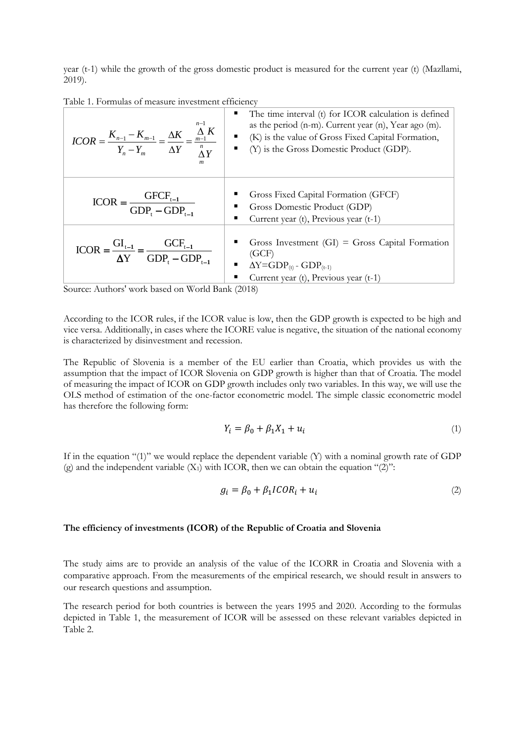year (t-1) while the growth of the gross domestic product is measured for the current year (t) (Mazllami, 2019).

Table 1. Formulas of measure investment efficiency

| | |
|---|---|
| $ICOR = \frac{K_{n-1} - K_{m-1}}{Y_n - Y_m} = \frac{\Delta K}{\Delta Y} = \frac{\overset{n-1}{\underset{m-1}{\Delta}} K}{\overset{n}{\underset{m}{\Delta}} Y}$ | ▪ The time interval (t) for ICOR calculation is defined as the period (n-m). Current year (n), Year ago (m).<br>▪ (K) is the value of Gross Fixed Capital Formation,<br>▪ (Y) is the Gross Domestic Product (GDP). |
| $ICOR = \frac{GFCF_{t-1}}{GDP_t - GDP_{t-1}}$ | ▪ Gross Fixed Capital Formation (GFCF)<br>▪ Gross Domestic Product (GDP)<br>▪ Current year (t), Previous year (t-1) |
| $ICOR = \frac{GI_{t-1}}{\Delta Y} = \frac{GCF_{t-1}}{GDP_t - GDP_{t-1}}$ | ▪ Gross Investment (GI) = Gross Capital Formation (GCF)<br>▪ $\Delta Y = GDP_{(t)} - GDP_{(t-1)}$<br>▪ Current year (t), Previous year (t-1) |

Source: Authors' work based on World Bank (2018)

According to the ICOR rules, if the ICOR value is low, then the GDP growth is expected to be high and vice versa. Additionally, in cases where the ICORE value is negative, the situation of the national economy is characterized by disinvestment and recession.

The Republic of Slovenia is a member of the EU earlier than Croatia, which provides us with the assumption that the impact of ICOR Slovenia on GDP growth is higher than that of Croatia. The model of measuring the impact of ICOR on GDP growth includes only two variables. In this way, we will use the OLS method of estimation of the one-factor econometric model. The simple classic econometric model has therefore the following form:

$$Y_i = \beta_0 + \beta_1 X_1 + u_i \tag{1}$$

If in the equation "(1)" we would replace the dependent variable (Y) with a nominal growth rate of GDP (g) and the independent variable ($X_1$) with ICOR, then we can obtain the equation "(2)":

$$g_i = \beta_0 + \beta_1 ICOR_i + u_i \tag{2}$$

**The efficiency of investments (ICOR) of the Republic of Croatia and Slovenia**

The study aims are to provide an analysis of the value of the ICORR in Croatia and Slovenia with a comparative approach. From the measurements of the empirical research, we should result in answers to our research questions and assumption.

The research period for both countries is between the years 1995 and 2020. According to the formulas depicted in Table 1, the measurement of ICOR will be assessed on these relevant variables depicted in Table 2.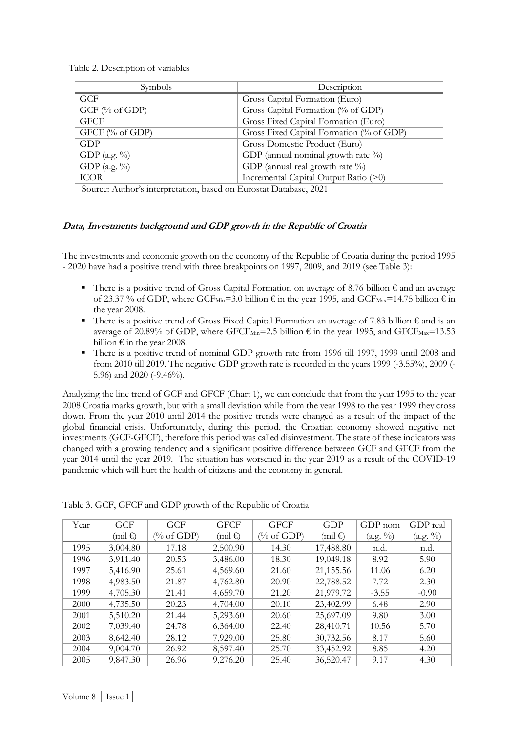Table 2. Description of variables

| Symbols | Description |
| --- | --- |
| GCF | Gross Capital Formation (Euro) |
| GCF (% of GDP) | Gross Capital Formation (% of GDP) |
| GFCF | Gross Fixed Capital Formation (Euro) |
| GFCF (% of GDP) | Gross Fixed Capital Formation (% of GDP) |
| GDP | Gross Domestic Product (Euro) |
| GDP (a.g. %) | GDP (annual nominal growth rate %) |
| GDP (a.g. %) | GDP (annual real growth rate %) |
| ICOR | Incremental Capital Output Ratio (>0) |

Source: Author's interpretation, based on Eurostat Database, 2021

### *Data, Investments background and GDP growth in the Republic of Croatia*

The investments and economic growth on the economy of the Republic of Croatia during the period 1995 - 2020 have had a positive trend with three breakpoints on 1997, 2009, and 2019 (see Table 3):

- There is a positive trend of Gross Capital Formation on average of 8.76 billion € and an average of 23.37 % of GDP, where $GCF_{Min}$=3.0 billion € in the year 1995, and $GCF_{Max}$=14.75 billion € in the year 2008.
- There is a positive trend of Gross Fixed Capital Formation an average of 7.83 billion € and is an average of 20.89% of GDP, where $GFCF_{Min}$=2.5 billion € in the year 1995, and $GFCF_{Max}$=13.53 billion € in the year 2008.
- There is a positive trend of nominal GDP growth rate from 1996 till 1997, 1999 until 2008 and from 2010 till 2019. The negative GDP growth rate is recorded in the years 1999 (-3.55%), 2009 (-5.96) and 2020 (-9.46%).

Analyzing the line trend of GCF and GFCF (Chart 1), we can conclude that from the year 1995 to the year 2008 Croatia marks growth, but with a small deviation while from the year 1998 to the year 1999 they cross down. From the year 2010 until 2014 the positive trends were changed as a result of the impact of the global financial crisis. Unfortunately, during this period, the Croatian economy showed negative net investments (GCF-GFCF), therefore this period was called disinvestment. The state of these indicators was changed with a growing tendency and a significant positive difference between GCF and GFCF from the year 2014 until the year 2019. The situation has worsened in the year 2019 as a result of the COVID-19 pandemic which will hurt the health of citizens and the economy in general.

Table 3. GCF, GFCF and GDP growth of the Republic of Croatia

| Year | GCF (mil €) | GCF (% of GDP) | GFCF (mil €) | GFCF (% of GDP) | GDP (mil €) | GDP nom (a.g. %) | GDP real (a.g. %) |
| --- | --- | --- | --- | --- | --- | --- | --- |
| 1995 | 3,004.80 | 17.18 | 2,500.90 | 14.30 | 17,488.80 | n.d. | n.d. |
| 1996 | 3,911.40 | 20.53 | 3,486.00 | 18.30 | 19,049.18 | 8.92 | 5.90 |
| 1997 | 5,416.90 | 25.61 | 4,569.60 | 21.60 | 21,155.56 | 11.06 | 6.20 |
| 1998 | 4,983.50 | 21.87 | 4,762.80 | 20.90 | 22,788.52 | 7.72 | 2.30 |
| 1999 | 4,705.30 | 21.41 | 4,659.70 | 21.20 | 21,979.72 | -3.55 | -0.90 |
| 2000 | 4,735.50 | 20.23 | 4,704.00 | 20.10 | 23,402.99 | 6.48 | 2.90 |
| 2001 | 5,510.20 | 21.44 | 5,293.60 | 20.60 | 25,697.09 | 9.80 | 3.00 |
| 2002 | 7,039.40 | 24.78 | 6,364.00 | 22.40 | 28,410.71 | 10.56 | 5.70 |
| 2003 | 8,642.40 | 28.12 | 7,929.00 | 25.80 | 30,732.56 | 8.17 | 5.60 |
| 2004 | 9,004.70 | 26.92 | 8,597.40 | 25.70 | 33,452.92 | 8.85 | 4.20 |
| 2005 | 9,847.30 | 26.96 | 9,276.20 | 25.40 | 36,520.47 | 9.17 | 4.30 |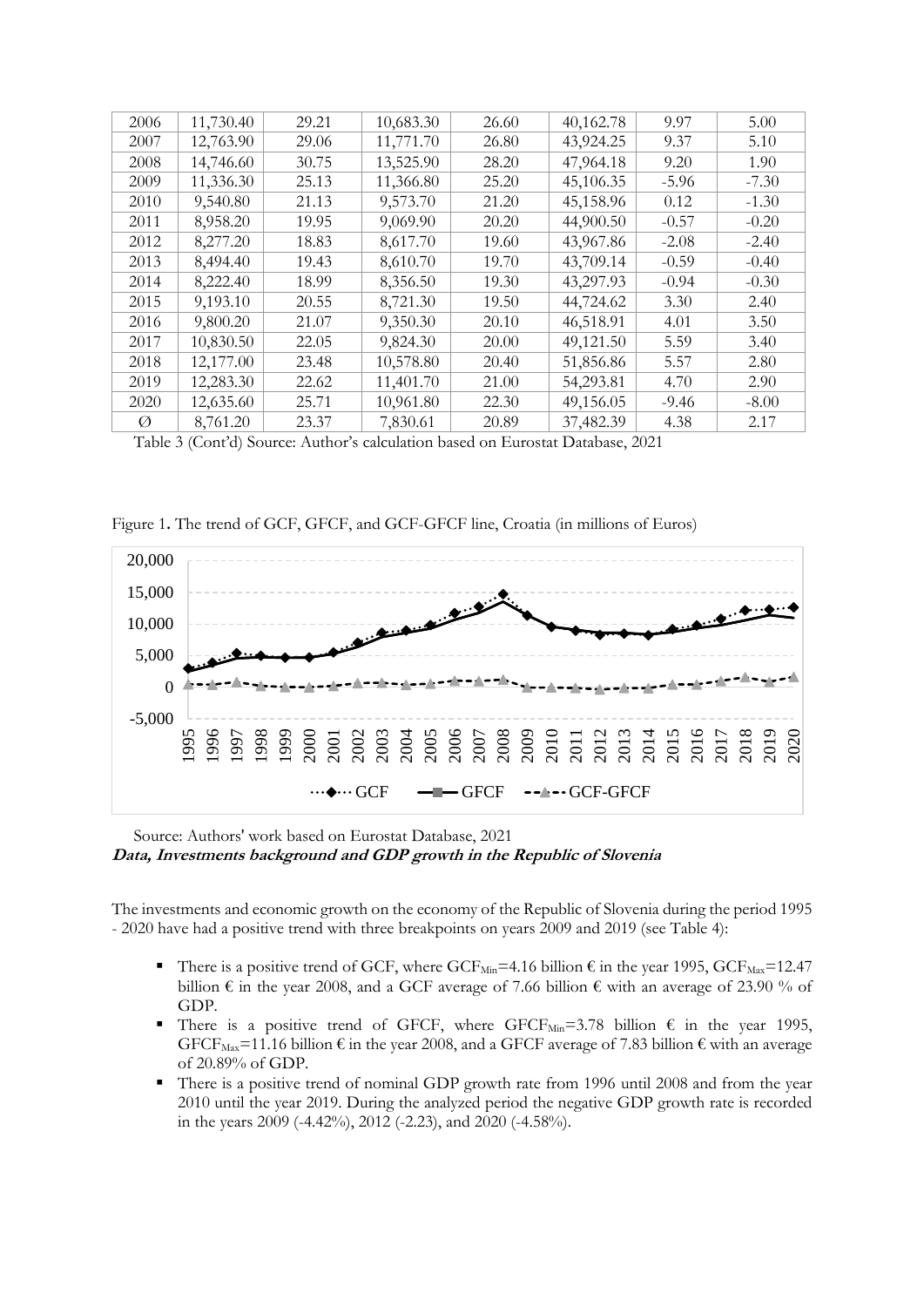| | | | | | | | |
|---|---|---|---|---|---|---|---|
| 2006 | 11,730.40 | 29.21 | 10,683.30 | 26.60 | 40,162.78 | 9.97 | 5.00 |
| 2007 | 12,763.90 | 29.06 | 11,771.70 | 26.80 | 43,924.25 | 9.37 | 5.10 |
| 2008 | 14,746.60 | 30.75 | 13,525.90 | 28.20 | 47,964.18 | 9.20 | 1.90 |
| 2009 | 11,336.30 | 25.13 | 11,366.80 | 25.20 | 45,106.35 | -5.96 | -7.30 |
| 2010 | 9,540.80 | 21.13 | 9,573.70 | 21.20 | 45,158.96 | 0.12 | -1.30 |
| 2011 | 8,958.20 | 19.95 | 9,069.90 | 20.20 | 44,900.50 | -0.57 | -0.20 |
| 2012 | 8,277.20 | 18.83 | 8,617.70 | 19.60 | 43,967.86 | -2.08 | -2.40 |
| 2013 | 8,494.40 | 19.43 | 8,610.70 | 19.70 | 43,709.14 | -0.59 | -0.40 |
| 2014 | 8,222.40 | 18.99 | 8,356.50 | 19.30 | 43,297.93 | -0.94 | -0.30 |
| 2015 | 9,193.10 | 20.55 | 8,721.30 | 19.50 | 44,724.62 | 3.30 | 2.40 |
| 2016 | 9,800.20 | 21.07 | 9,350.30 | 20.10 | 46,518.91 | 4.01 | 3.50 |
| 2017 | 10,830.50 | 22.05 | 9,824.30 | 20.00 | 49,121.50 | 5.59 | 3.40 |
| 2018 | 12,177.00 | 23.48 | 10,578.80 | 20.40 | 51,856.86 | 5.57 | 2.80 |
| 2019 | 12,283.30 | 22.62 | 11,401.70 | 21.00 | 54,293.81 | 4.70 | 2.90 |
| 2020 | 12,635.60 | 25.71 | 10,961.80 | 22.30 | 49,156.05 | -9.46 | -8.00 |
| Ø | 8,761.20 | 23.37 | 7,830.61 | 20.89 | 37,482.39 | 4.38 | 2.17 |

Table 3 (Cont'd) Source: Author's calculation based on Eurostat Database, 2021

Figure 1. The trend of GCF, GFCF, and GCF-GFCF line, Croatia (in millions of Euros)

20,000
15,000
10,000
5,000
0
-5,000
1995 1996 1997 1998 1999 2000 2001 2002 2003 2004 2005 2006 2007 2008 2009 2010 2011 2012 2013 2014 2015 2016 2017 2018 2019 2020
GCF GFCF GCF-GFCF

Source: Authors' work based on Eurostat Database, 2021

***Data, Investments background and GDP growth in the Republic of Slovenia***

The investments and economic growth on the economy of the Republic of Slovenia during the period 1995 - 2020 have had a positive trend with three breakpoints on years 2009 and 2019 (see Table 4):

- There is a positive trend of GCF, where $GCF_{Min}$=4.16 billion € in the year 1995, $GCF_{Max}$=12.47 billion € in the year 2008, and a GCF average of 7.66 billion € with an average of 23.90 % of GDP.
- There is a positive trend of GFCF, where $GFCF_{Min}$=3.78 billion € in the year 1995, $GFCF_{Max}$=11.16 billion € in the year 2008, and a GFCF average of 7.83 billion € with an average of 20.89% of GDP.
- There is a positive trend of nominal GDP growth rate from 1996 until 2008 and from the year 2010 until the year 2019. During the analyzed period the negative GDP growth rate is recorded in the years 2009 (-4.42%), 2012 (-2.23), and 2020 (-4.58%).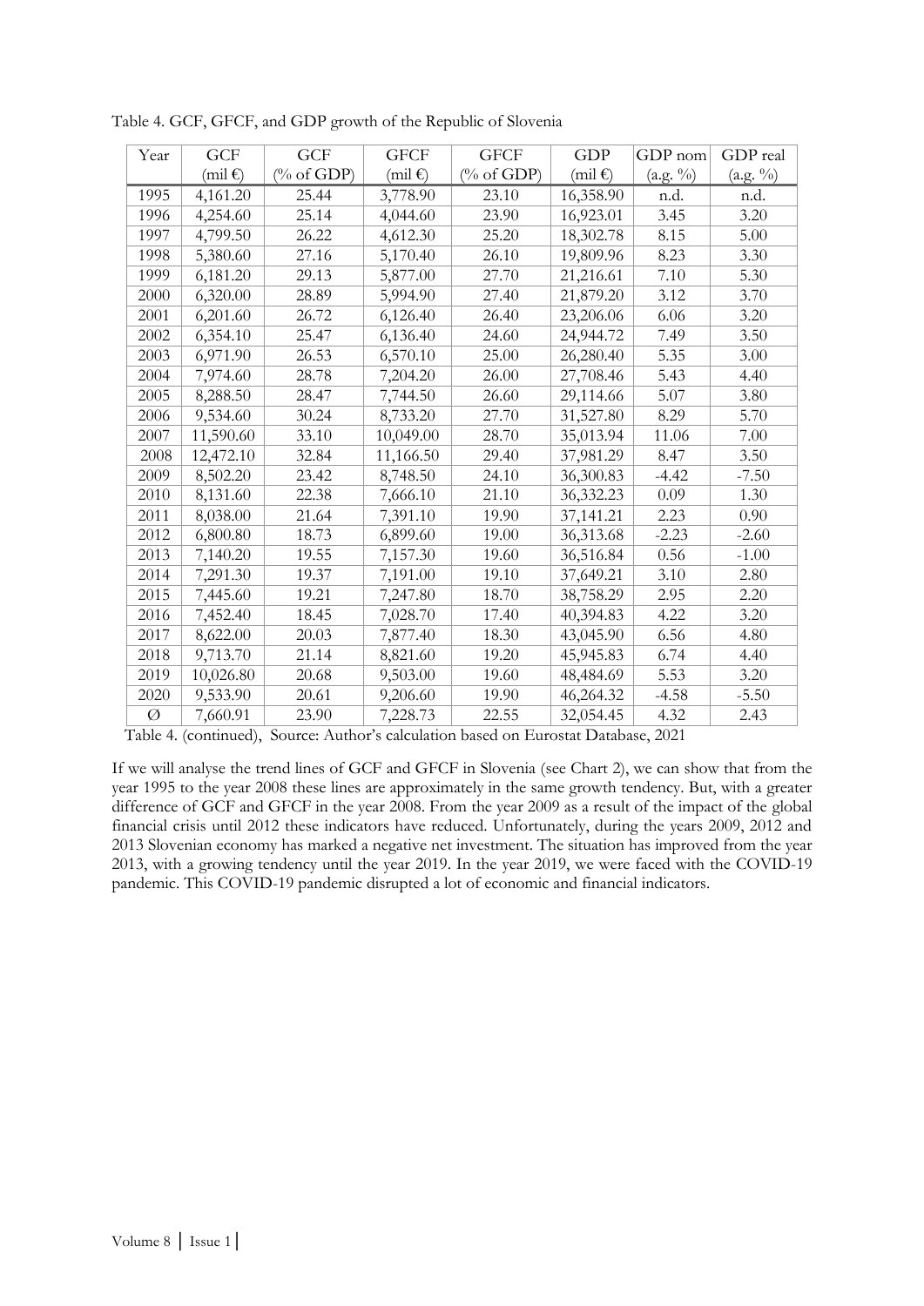Table 4. GCF, GFCF, and GDP growth of the Republic of Slovenia

| Year | GCF (mil €) | GCF (% of GDP) | GFCF (mil €) | GFCF (% of GDP) | GDP (mil €) | GDP nom (a.g. %) | GDP real (a.g. %) |
|---|---|---|---|---|---|---|---|
| 1995 | 4,161.20 | 25.44 | 3,778.90 | 23.10 | 16,358.90 | n.d. | n.d. |
| 1996 | 4,254.60 | 25.14 | 4,044.60 | 23.90 | 16,923.01 | 3.45 | 3.20 |
| 1997 | 4,799.50 | 26.22 | 4,612.30 | 25.20 | 18,302.78 | 8.15 | 5.00 |
| 1998 | 5,380.60 | 27.16 | 5,170.40 | 26.10 | 19,809.96 | 8.23 | 3.30 |
| 1999 | 6,181.20 | 29.13 | 5,877.00 | 27.70 | 21,216.61 | 7.10 | 5.30 |
| 2000 | 6,320.00 | 28.89 | 5,994.90 | 27.40 | 21,879.20 | 3.12 | 3.70 |
| 2001 | 6,201.60 | 26.72 | 6,126.40 | 26.40 | 23,206.06 | 6.06 | 3.20 |
| 2002 | 6,354.10 | 25.47 | 6,136.40 | 24.60 | 24,944.72 | 7.49 | 3.50 |
| 2003 | 6,971.90 | 26.53 | 6,570.10 | 25.00 | 26,280.40 | 5.35 | 3.00 |
| 2004 | 7,974.60 | 28.78 | 7,204.20 | 26.00 | 27,708.46 | 5.43 | 4.40 |
| 2005 | 8,288.50 | 28.47 | 7,744.50 | 26.60 | 29,114.66 | 5.07 | 3.80 |
| 2006 | 9,534.60 | 30.24 | 8,733.20 | 27.70 | 31,527.80 | 8.29 | 5.70 |
| 2007 | 11,590.60 | 33.10 | 10,049.00 | 28.70 | 35,013.94 | 11.06 | 7.00 |
| 2008 | 12,472.10 | 32.84 | 11,166.50 | 29.40 | 37,981.29 | 8.47 | 3.50 |
| 2009 | 8,502.20 | 23.42 | 8,748.50 | 24.10 | 36,300.83 | -4.42 | -7.50 |
| 2010 | 8,131.60 | 22.38 | 7,666.10 | 21.10 | 36,332.23 | 0.09 | 1.30 |
| 2011 | 8,038.00 | 21.64 | 7,391.10 | 19.90 | 37,141.21 | 2.23 | 0.90 |
| 2012 | 6,800.80 | 18.73 | 6,899.60 | 19.00 | 36,313.68 | -2.23 | -2.60 |
| 2013 | 7,140.20 | 19.55 | 7,157.30 | 19.60 | 36,516.84 | 0.56 | -1.00 |
| 2014 | 7,291.30 | 19.37 | 7,191.00 | 19.10 | 37,649.21 | 3.10 | 2.80 |
| 2015 | 7,445.60 | 19.21 | 7,247.80 | 18.70 | 38,758.29 | 2.95 | 2.20 |
| 2016 | 7,452.40 | 18.45 | 7,028.70 | 17.40 | 40,394.83 | 4.22 | 3.20 |
| 2017 | 8,622.00 | 20.03 | 7,877.40 | 18.30 | 43,045.90 | 6.56 | 4.80 |
| 2018 | 9,713.70 | 21.14 | 8,821.60 | 19.20 | 45,945.83 | 6.74 | 4.40 |
| 2019 | 10,026.80 | 20.68 | 9,503.00 | 19.60 | 48,484.69 | 5.53 | 3.20 |
| 2020 | 9,533.90 | 20.61 | 9,206.60 | 19.90 | 46,264.32 | -4.58 | -5.50 |
| Ø | 7,660.91 | 23.90 | 7,228.73 | 22.55 | 32,054.45 | 4.32 | 2.43 |

Table 4. (continued), Source: Author's calculation based on Eurostat Database, 2021

If we will analyse the trend lines of GCF and GFCF in Slovenia (see Chart 2), we can show that from the year 1995 to the year 2008 these lines are approximately in the same growth tendency. But, with a greater difference of GCF and GFCF in the year 2008. From the year 2009 as a result of the impact of the global financial crisis until 2012 these indicators have reduced. Unfortunately, during the years 2009, 2012 and 2013 Slovenian economy has marked a negative net investment. The situation has improved from the year 2013, with a growing tendency until the year 2019. In the year 2019, we were faced with the COVID-19 pandemic. This COVID-19 pandemic disrupted a lot of economic and financial indicators.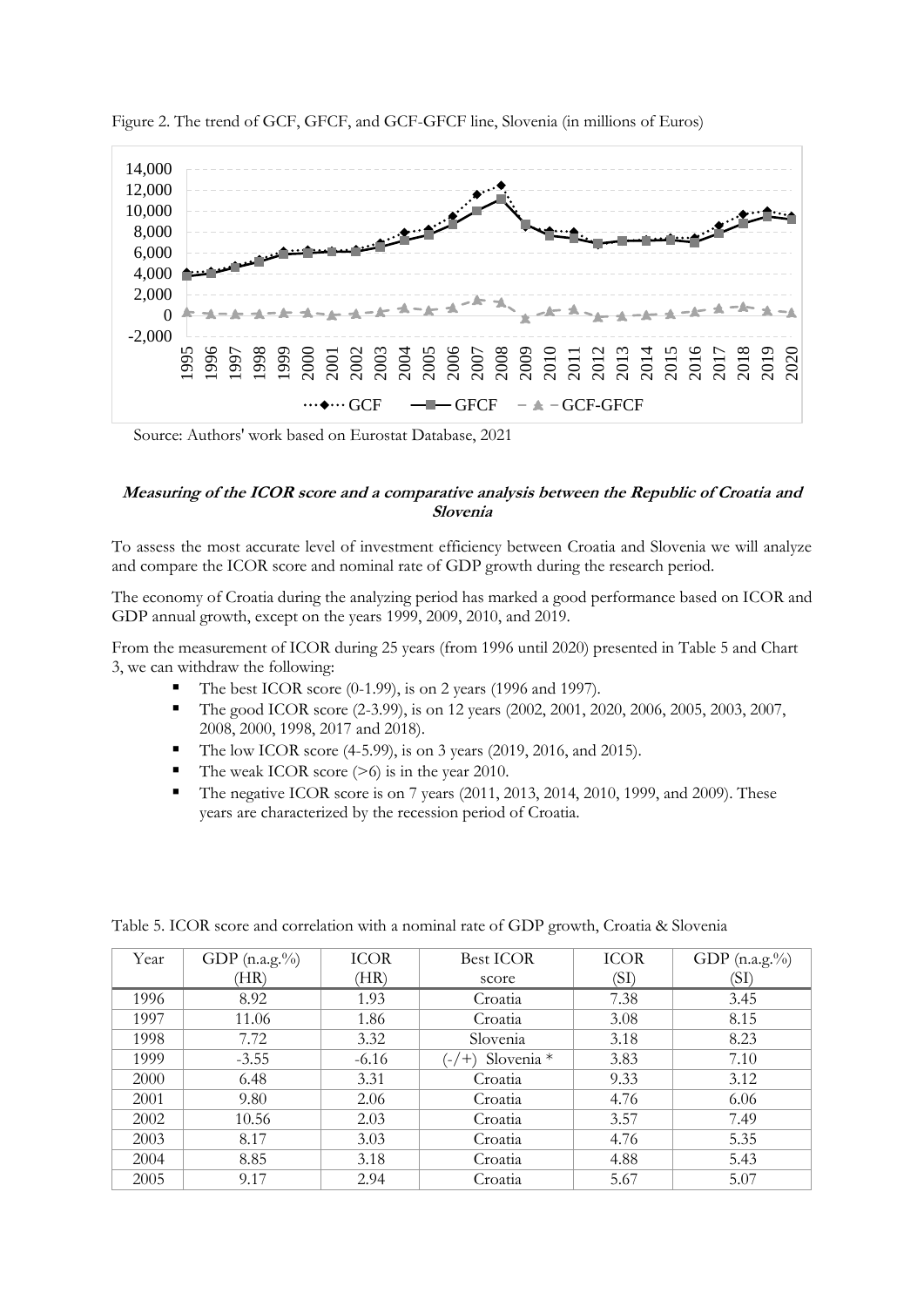Figure 2. The trend of GCF, GFCF, and GCF-GFCF line, Slovenia (in millions of Euros)

14,000
12,000
10,000
8,000
6,000
4,000
2,000
0
-2,000

1995 1996 1997 1998 1999 2000 2001 2002 2003 2004 2005 2006 2007 2008 2009 2010 2011 2012 2013 2014 2015 2016 2017 2018 2019 2020

GCF GFCF GCF-GFCF

Source: Authors' work based on Eurostat Database, 2021

***Measuring of the ICOR score and a comparative analysis between the Republic of Croatia and Slovenia***

To assess the most accurate level of investment efficiency between Croatia and Slovenia we will analyze and compare the ICOR score and nominal rate of GDP growth during the research period.

The economy of Croatia during the analyzing period has marked a good performance based on ICOR and GDP annual growth, except on the years 1999, 2009, 2010, and 2019.

From the measurement of ICOR during 25 years (from 1996 until 2020) presented in Table 5 and Chart 3, we can withdraw the following:

- The best ICOR score (0-1.99), is on 2 years (1996 and 1997).
- The good ICOR score (2-3.99), is on 12 years (2002, 2001, 2020, 2006, 2005, 2003, 2007, 2008, 2000, 1998, 2017 and 2018).
- The low ICOR score (4-5.99), is on 3 years (2019, 2016, and 2015).
- The weak ICOR score (>6) is in the year 2010.
- The negative ICOR score is on 7 years (2011, 2013, 2014, 2010, 1999, and 2009). These years are characterized by the recession period of Croatia.

Table 5. ICOR score and correlation with a nominal rate of GDP growth, Croatia & Slovenia

| Year | GDP (n.a.g.%) (HR) | ICOR (HR) | Best ICOR score | ICOR (SI) | GDP (n.a.g.%) (SI) |
|---|---|---|---|---|---|
| 1996 | 8.92 | 1.93 | Croatia | 7.38 | 3.45 |
| 1997 | 11.06 | 1.86 | Croatia | 3.08 | 8.15 |
| 1998 | 7.72 | 3.32 | Slovenia | 3.18 | 8.23 |
| 1999 | -3.55 | -6.16 | (-/+) Slovenia * | 3.83 | 7.10 |
| 2000 | 6.48 | 3.31 | Croatia | 9.33 | 3.12 |
| 2001 | 9.80 | 2.06 | Croatia | 4.76 | 6.06 |
| 2002 | 10.56 | 2.03 | Croatia | 3.57 | 7.49 |
| 2003 | 8.17 | 3.03 | Croatia | 4.76 | 5.35 |
| 2004 | 8.85 | 3.18 | Croatia | 4.88 | 5.43 |
| 2005 | 9.17 | 2.94 | Croatia | 5.67 | 5.07 |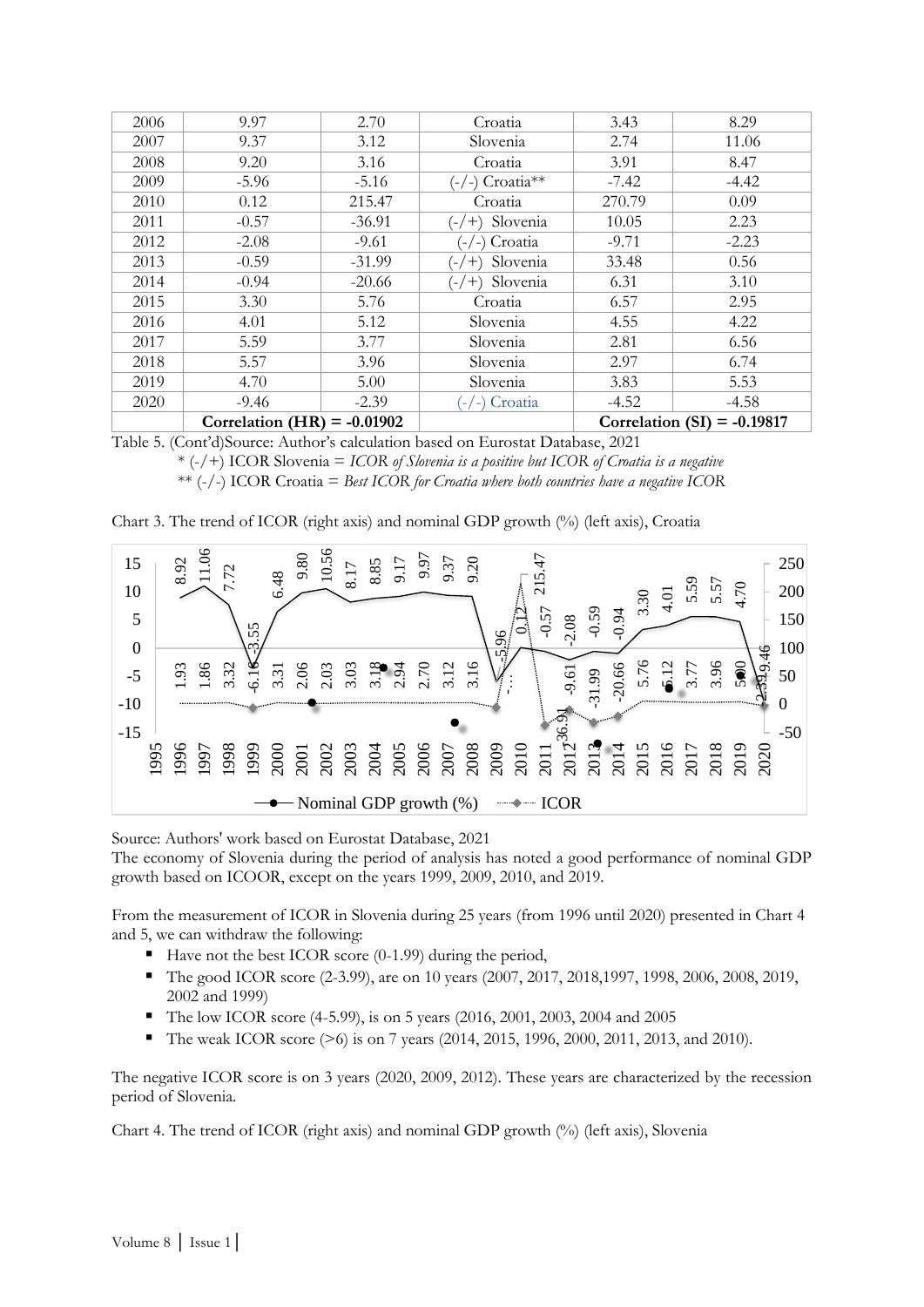| 2006 | 9.97 | 2.70 | Croatia | 3.43 | 8.29 |
|---|---|---|---|---|---|
| 2007 | 9.37 | 3.12 | Slovenia | 2.74 | 11.06 |
| 2008 | 9.20 | 3.16 | Croatia | 3.91 | 8.47 |
| 2009 | -5.96 | -5.16 | (-/-) Croatia** | -7.42 | -4.42 |
| 2010 | 0.12 | 215.47 | Croatia | 270.79 | 0.09 |
| 2011 | -0.57 | -36.91 | (-/+) Slovenia | 10.05 | 2.23 |
| 2012 | -2.08 | -9.61 | (-/-) Croatia | -9.71 | -2.23 |
| 2013 | -0.59 | -31.99 | (-/+) Slovenia | 33.48 | 0.56 |
| 2014 | -0.94 | -20.66 | (-/+) Slovenia | 6.31 | 3.10 |
| 2015 | 3.30 | 5.76 | Croatia | 6.57 | 2.95 |
| 2016 | 4.01 | 5.12 | Slovenia | 4.55 | 4.22 |
| 2017 | 5.59 | 3.77 | Slovenia | 2.81 | 6.56 |
| 2018 | 5.57 | 3.96 | Slovenia | 2.97 | 6.74 |
| 2019 | 4.70 | 5.00 | Slovenia | 3.83 | 5.53 |
| 2020 | -9.46 | -2.39 | (-/-) Croatia | -4.52 | -4.58 |
| | **Correlation (HR) = -0.01902** | | | **Correlation (SI) = -0.19817** | |

Table 5. (Cont'd)Source: Author's calculation based on Eurostat Database, 2021

\* (-/+) ICOR Slovenia = *ICOR of Slovenia is a positive but ICOR of Croatia is a negative*

\*\* (-/-) ICOR Croatia = *Best ICOR for Croatia where both countries have a negative ICOR*

Chart 3. The trend of ICOR (right axis) and nominal GDP growth (%) (left axis), Croatia

Source: Authors' work based on Eurostat Database, 2021

The economy of Slovenia during the period of analysis has noted a good performance of nominal GDP growth based on ICOOR, except on the years 1999, 2009, 2010, and 2019.

From the measurement of ICOR in Slovenia during 25 years (from 1996 until 2020) presented in Chart 4 and 5, we can withdraw the following:

- Have not the best ICOR score (0-1.99) during the period,
- The good ICOR score (2-3.99), are on 10 years (2007, 2017, 2018,1997, 1998, 2006, 2008, 2019, 2002 and 1999)
- The low ICOR score (4-5.99), is on 5 years (2016, 2001, 2003, 2004 and 2005
- The weak ICOR score (>6) is on 7 years (2014, 2015, 1996, 2000, 2011, 2013, and 2010).

The negative ICOR score is on 3 years (2020, 2009, 2012). These years are characterized by the recession period of Slovenia.

Chart 4. The trend of ICOR (right axis) and nominal GDP growth (%) (left axis), Slovenia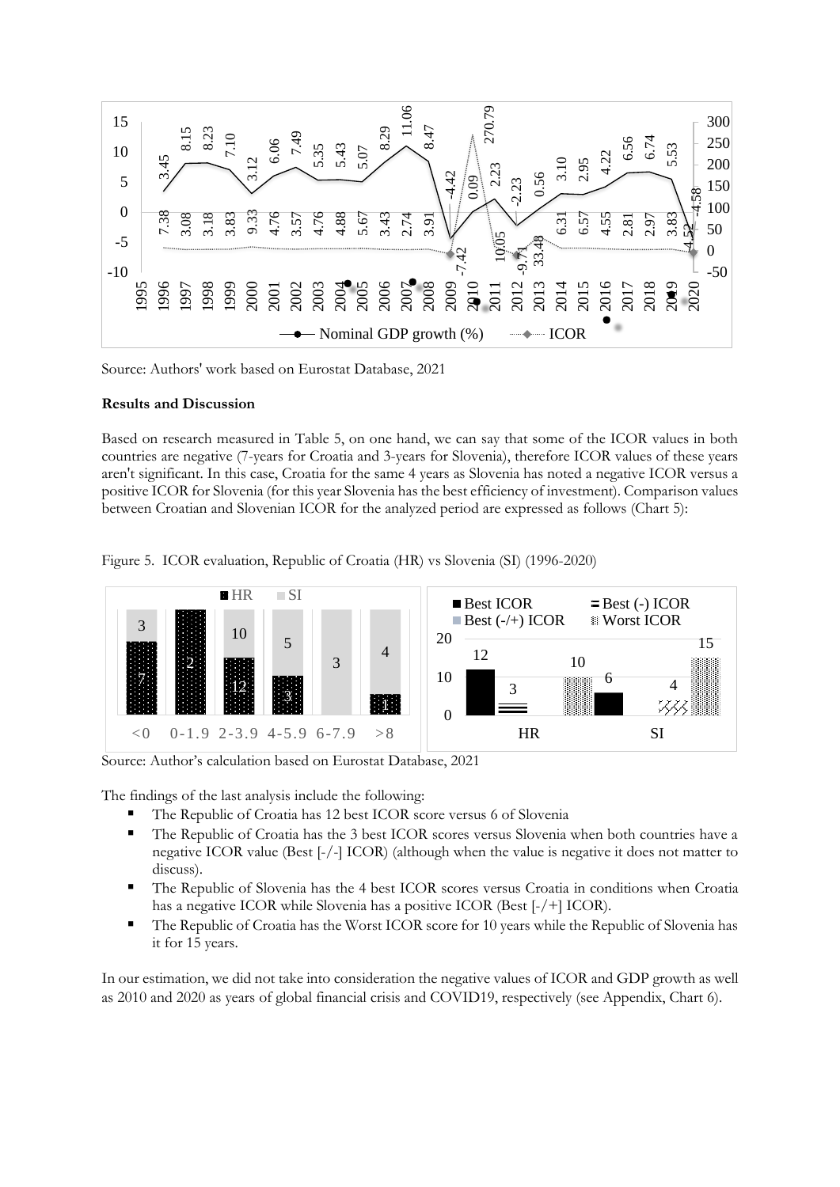15
10
5
0
-5
-10

300
250
200
150
100
50
0
-50

3.45 8.15 8.23 7.10 3.12 6.06 7.49 5.35 5.43 5.07 8.29 11.06 8.47 -4.42 0.09 2.23 -2.23 0.56 3.10 2.95 4.22 6.56 6.74 5.53 -4.58

7.38 3.08 3.18 3.83 9.33 4.76 3.57 4.76 4.88 5.67 3.43 2.74 3.91 -7.42 270.79 10.05 -9.71 33.48 6.31 6.57 4.55 2.81 2.97 3.83 -4.52

1995 1996 1997 1998 1999 2000 2001 2002 2003 2004 2005 2006 2007 2008 2009 2010 2011 2012 2013 2014 2015 2016 2017 2018 2019 2020

Nominal GDP growth (%) ICOR

Source: Authors' work based on Eurostat Database, 2021

**Results and Discussion**

Based on research measured in Table 5, on one hand, we can say that some of the ICOR values in both countries are negative (7-years for Croatia and 3-years for Slovenia), therefore ICOR values of these years aren't significant. In this case, Croatia for the same 4 years as Slovenia has noted a negative ICOR versus a positive ICOR for Slovenia (for this year Slovenia has the best efficiency of investment). Comparison values between Croatian and Slovenian ICOR for the analyzed period are expressed as follows (Chart 5):

Figure 5. ICOR evaluation, Republic of Croatia (HR) vs Slovenia (SI) (1996-2020)

HR SI

3 7 2 10 12 5 3 3 4 1

<0 0-1.9 2-3.9 4-5.9 6-7.9 >8

Best ICOR
Best (-) ICOR
Best (-/+) ICOR
Worst ICOR

20
10
0

12 3 10 6 4 15

HR SI

Source: Author's calculation based on Eurostat Database, 2021

The findings of the last analysis include the following:

- The Republic of Croatia has 12 best ICOR score versus 6 of Slovenia
- The Republic of Croatia has the 3 best ICOR scores versus Slovenia when both countries have a negative ICOR value (Best [-/-] ICOR) (although when the value is negative it does not matter to discuss).
- The Republic of Slovenia has the 4 best ICOR scores versus Croatia in conditions when Croatia has a negative ICOR while Slovenia has a positive ICOR (Best [-/+] ICOR).
- The Republic of Croatia has the Worst ICOR score for 10 years while the Republic of Slovenia has it for 15 years.

In our estimation, we did not take into consideration the negative values of ICOR and GDP growth as well as 2010 and 2020 as years of global financial crisis and COVID19, respectively (see Appendix, Chart 6).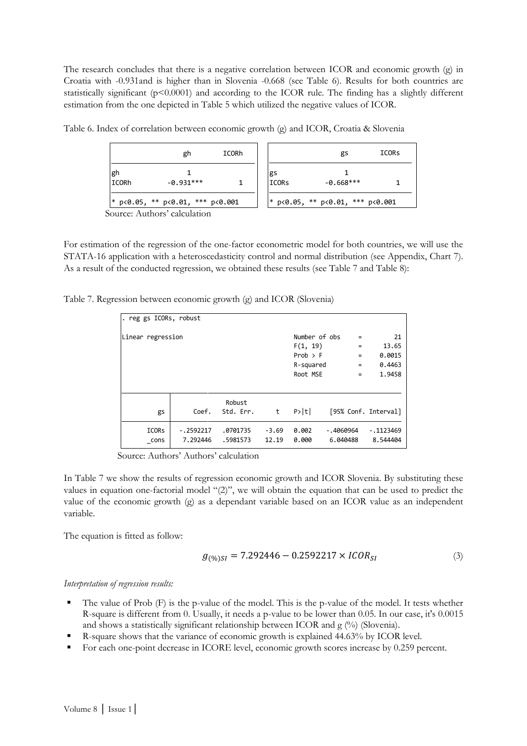The research concludes that there is a negative correlation between ICOR and economic growth (g) in Croatia with -0.931and is higher than in Slovenia -0.668 (see Table 6). Results for both countries are statistically significant (p<0.0001) and according to the ICOR rule. The finding has a slightly different estimation from the one depicted in Table 5 which utilized the negative values of ICOR.

Table 6. Index of correlation between economic growth (g) and ICOR, Croatia & Slovenia

| | gh | ICORh |
|---|---|---|
| gh | 1 | |
| ICORh | -0.931*** | 1 |

| | gs | ICORs |
|---|---|---|
| gs | 1 | |
| ICORs | -0.668*** | 1 |

\* p<0.05, ** p<0.01, *** p<0.001

Source: Authors' calculation

For estimation of the regression of the one-factor econometric model for both countries, we will use the STATA-16 application with a heteroscedasticity control and normal distribution (see Appendix, Chart 7). As a result of the conducted regression, we obtained these results (see Table 7 and Table 8):

Table 7. Regression between economic growth (g) and ICOR (Slovenia)

```
. reg gs ICORs, robust

Linear regression                               Number of obs     =         21
                                                F(1, 19)          =      13.65
                                                Prob > F          =     0.0015
                                                R-squared         =     0.4463
                                                Root MSE          =     1.9458
```

| gs | Coef. | Robust Std. Err. | t | P>\|t\| | [95% Conf. | Interval] |
|---|---|---|---|---|---|---|
| ICORs | -.2592217 | .0701735 | -3.69 | 0.002 | -.4060964 | -.1123469 |
| _cons | 7.292446 | .5981573 | 12.19 | 0.000 | 6.040488 | 8.544404 |

Source: Authors' Authors' calculation

In Table 7 we show the results of regression economic growth and ICOR Slovenia. By substituting these values in equation one-factorial model "(2)", we will obtain the equation that can be used to predict the value of the economic growth (g) as a dependant variable based on an ICOR value as an independent variable.

The equation is fitted as follow:

$$g_{(\%)SI} = 7.292446 - 0.2592217 \times ICOR_{SI} \tag{3}$$

*Interpretation of regression results:*

- The value of Prob (F) is the p-value of the model. This is the p-value of the model. It tests whether R-square is different from 0. Usually, it needs a p-value to be lower than 0.05. In our case, it's 0.0015 and shows a statistically significant relationship between ICOR and g (%) (Slovenia).
- R-square shows that the variance of economic growth is explained 44.63% by ICOR level.
- For each one-point decrease in ICORE level, economic growth scores increase by 0.259 percent.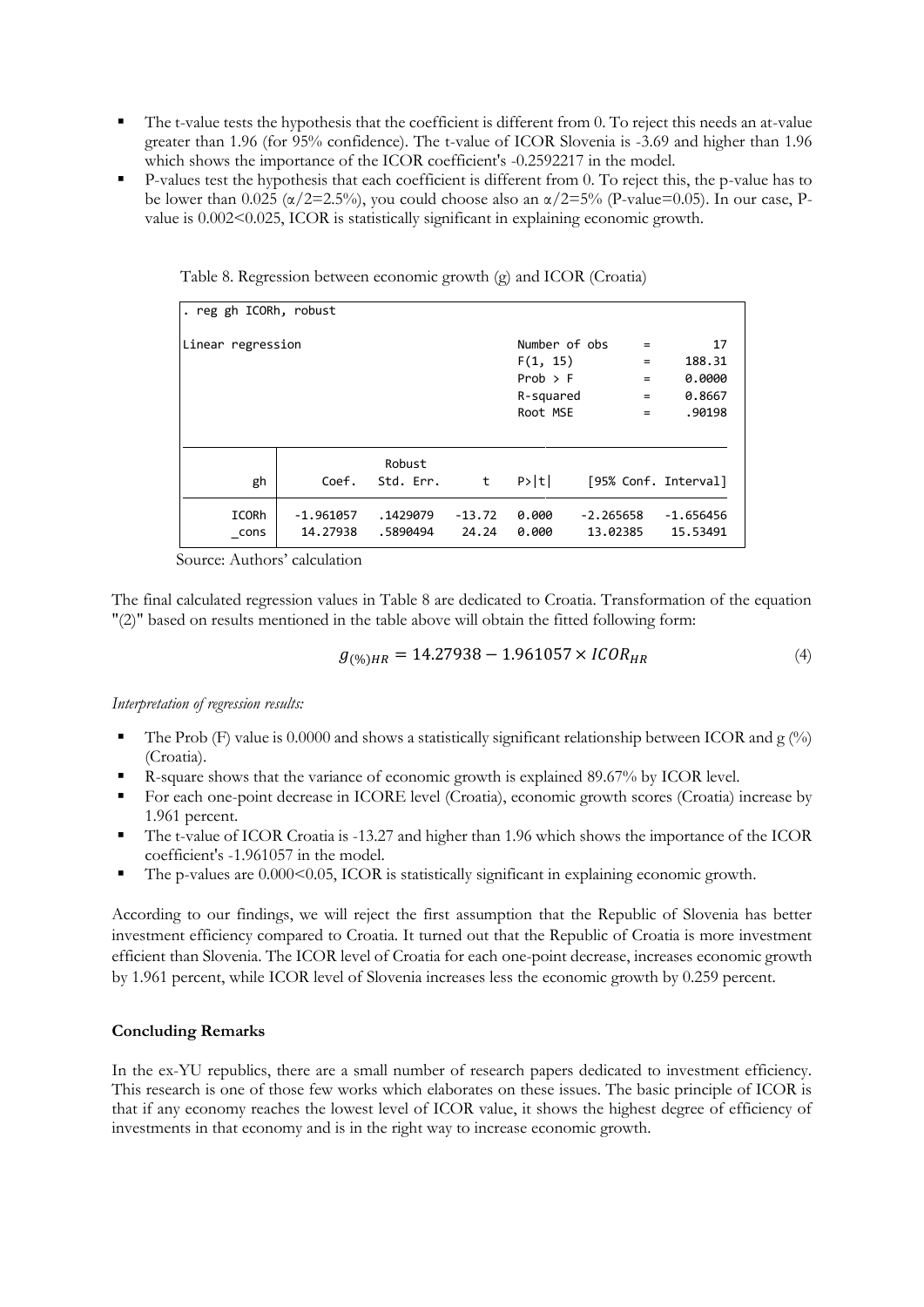- The t-value tests the hypothesis that the coefficient is different from 0. To reject this needs an at-value greater than 1.96 (for 95% confidence). The t-value of ICOR Slovenia is -3.69 and higher than 1.96 which shows the importance of the ICOR coefficient's -0.2592217 in the model.
- P-values test the hypothesis that each coefficient is different from 0. To reject this, the p-value has to be lower than 0.025 ($\alpha/2$=2.5%), you could choose also an $\alpha/2$=5% (P-value=0.05). In our case, P-value is 0.002<0.025, ICOR is statistically significant in explaining economic growth.

Table 8. Regression between economic growth (g) and ICOR (Croatia)

```
. reg gh ICORh, robust

Linear regression                               Number of obs     =         17
                                                F(1, 15)          =     188.31
                                                Prob > F          =     0.0000
                                                R-squared         =     0.8667
                                                Root MSE          =     .90198

------------------------------------------------------------------------------
             |               Robust
          gh |      Coef.   Std. Err.      t    P>|t|     [95% Conf. Interval]
-------------+----------------------------------------------------------------
       ICORh |  -1.961057   .1429079   -13.72   0.000    -2.265658   -1.656456
       _cons |   14.27938   .5890494    24.24   0.000     13.02385    15.53491
------------------------------------------------------------------------------
```

Source: Authors' calculation

The final calculated regression values in Table 8 are dedicated to Croatia. Transformation of the equation "(2)" based on results mentioned in the table above will obtain the fitted following form:

$$g_{(\%)HR} = 14.27938 - 1.961057 \times ICOR_{HR} \quad (4)$$

*Interpretation of regression results:*

- The Prob (F) value is 0.0000 and shows a statistically significant relationship between ICOR and g (%) (Croatia).
- R-square shows that the variance of economic growth is explained 89.67% by ICOR level.
- For each one-point decrease in ICORE level (Croatia), economic growth scores (Croatia) increase by 1.961 percent.
- The t-value of ICOR Croatia is -13.27 and higher than 1.96 which shows the importance of the ICOR coefficient's -1.961057 in the model.
- The p-values are 0.000<0.05, ICOR is statistically significant in explaining economic growth.

According to our findings, we will reject the first assumption that the Republic of Slovenia has better investment efficiency compared to Croatia. It turned out that the Republic of Croatia is more investment efficient than Slovenia. The ICOR level of Croatia for each one-point decrease, increases economic growth by 1.961 percent, while ICOR level of Slovenia increases less the economic growth by 0.259 percent.

**Concluding Remarks**

In the ex-YU republics, there are a small number of research papers dedicated to investment efficiency. This research is one of those few works which elaborates on these issues. The basic principle of ICOR is that if any economy reaches the lowest level of ICOR value, it shows the highest degree of efficiency of investments in that economy and is in the right way to increase economic growth.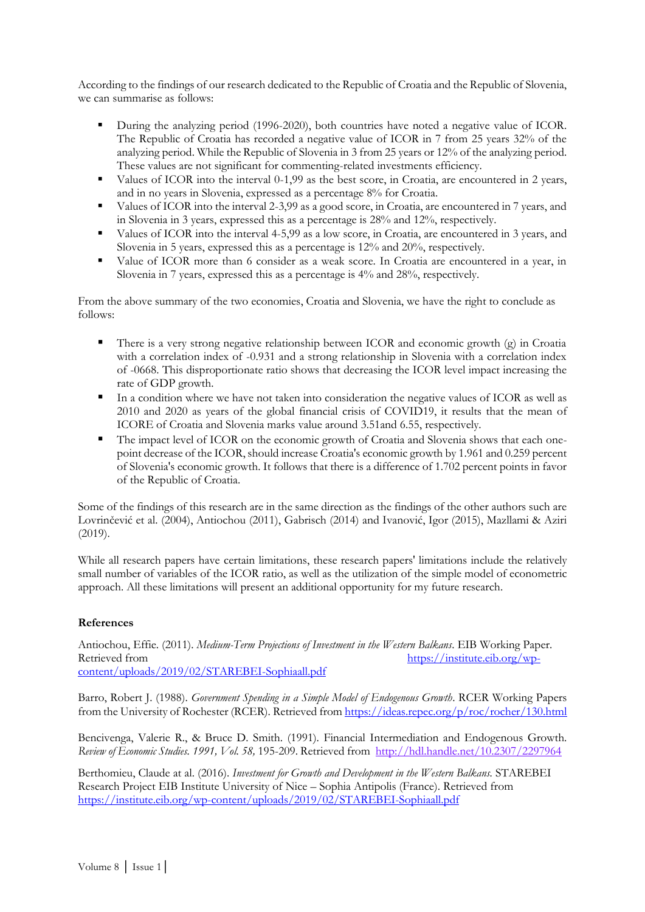According to the findings of our research dedicated to the Republic of Croatia and the Republic of Slovenia, we can summarise as follows:

- During the analyzing period (1996-2020), both countries have noted a negative value of ICOR. The Republic of Croatia has recorded a negative value of ICOR in 7 from 25 years 32% of the analyzing period. While the Republic of Slovenia in 3 from 25 years or 12% of the analyzing period. These values are not significant for commenting-related investments efficiency.
- Values of ICOR into the interval 0-1,99 as the best score, in Croatia, are encountered in 2 years, and in no years in Slovenia, expressed as a percentage 8% for Croatia.
- Values of ICOR into the interval 2-3,99 as a good score, in Croatia, are encountered in 7 years, and in Slovenia in 3 years, expressed this as a percentage is 28% and 12%, respectively.
- Values of ICOR into the interval 4-5,99 as a low score, in Croatia, are encountered in 3 years, and Slovenia in 5 years, expressed this as a percentage is 12% and 20%, respectively.
- Value of ICOR more than 6 consider as a weak score. In Croatia are encountered in a year, in Slovenia in 7 years, expressed this as a percentage is 4% and 28%, respectively.

From the above summary of the two economies, Croatia and Slovenia, we have the right to conclude as follows:

- There is a very strong negative relationship between ICOR and economic growth (g) in Croatia with a correlation index of -0.931 and a strong relationship in Slovenia with a correlation index of -0668. This disproportionate ratio shows that decreasing the ICOR level impact increasing the rate of GDP growth.
- In a condition where we have not taken into consideration the negative values of ICOR as well as 2010 and 2020 as years of the global financial crisis of COVID19, it results that the mean of ICORE of Croatia and Slovenia marks value around 3.51and 6.55, respectively.
- The impact level of ICOR on the economic growth of Croatia and Slovenia shows that each one-point decrease of the ICOR, should increase Croatia's economic growth by 1.961 and 0.259 percent of Slovenia's economic growth. It follows that there is a difference of 1.702 percent points in favor of the Republic of Croatia.

Some of the findings of this research are in the same direction as the findings of the other authors such are Lovrinčević et al. (2004), Antiochou (2011), Gabrisch (2014) and Ivanović, Igor (2015), Mazllami & Aziri (2019).

While all research papers have certain limitations, these research papers' limitations include the relatively small number of variables of the ICOR ratio, as well as the utilization of the simple model of econometric approach. All these limitations will present an additional opportunity for my future research.

**References**

Antiochou, Effie. (2011). *Medium-Term Projections of Investment in the Western Balkans*. EIB Working Paper. Retrieved from https://institute.eib.org/wp-content/uploads/2019/02/STAREBEI-Sophiaall.pdf

Barro, Robert J. (1988). *Government Spending in a Simple Model of Endogenous Growth*. RCER Working Papers from the University of Rochester (RCER). Retrieved from https://ideas.repec.org/p/roc/rocher/130.html

Bencivenga, Valerie R., & Bruce D. Smith. (1991). Financial Intermediation and Endogenous Growth. *Review of Economic Studies. 1991, Vol. 58,* 195-209. Retrieved from http://hdl.handle.net/10.2307/2297964

Berthomieu, Claude at al. (2016). *Investment for Growth and Development in the Western Balkans.* STAREBEI Research Project EIB Institute University of Nice – Sophia Antipolis (France). Retrieved from https://institute.eib.org/wp-content/uploads/2019/02/STAREBEI-Sophiaall.pdf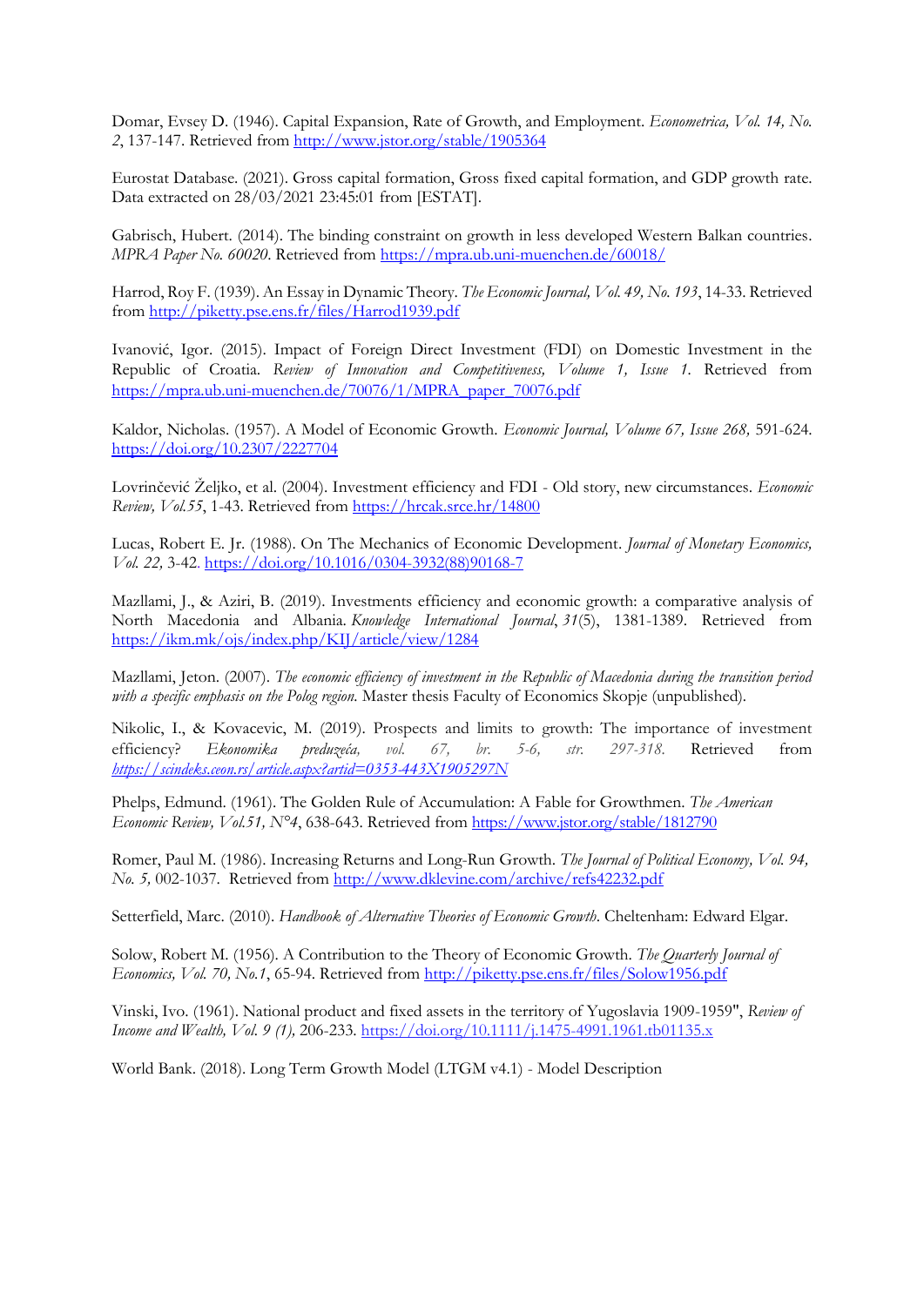Domar, Evsey D. (1946). Capital Expansion, Rate of Growth, and Employment. *Econometrica, Vol. 14, No. 2*, 137-147. Retrieved from http://www.jstor.org/stable/1905364

Eurostat Database. (2021). Gross capital formation, Gross fixed capital formation, and GDP growth rate. Data extracted on 28/03/2021 23:45:01 from [ESTAT].

Gabrisch, Hubert. (2014). The binding constraint on growth in less developed Western Balkan countries. *MPRA Paper No. 60020*. Retrieved from https://mpra.ub.uni-muenchen.de/60018/

Harrod, Roy F. (1939). An Essay in Dynamic Theory. *The Economic Journal, Vol. 49, No. 193*, 14-33. Retrieved from http://piketty.pse.ens.fr/files/Harrod1939.pdf

Ivanović, Igor. (2015). Impact of Foreign Direct Investment (FDI) on Domestic Investment in the Republic of Croatia. *Review of Innovation and Competitiveness, Volume 1, Issue 1.* Retrieved from https://mpra.ub.uni-muenchen.de/70076/1/MPRA_paper_70076.pdf

Kaldor, Nicholas. (1957). A Model of Economic Growth. *Economic Journal, Volume 67, Issue 268,* 591-624. https://doi.org/10.2307/2227704

Lovrinčević Željko, et al. (2004). Investment efficiency and FDI - Old story, new circumstances. *Economic Review, Vol.55*, 1-43. Retrieved from https://hrcak.srce.hr/14800

Lucas, Robert E. Jr. (1988). On The Mechanics of Economic Development. *Journal of Monetary Economics, Vol. 22,* 3-42. https://doi.org/10.1016/0304-3932(88)90168-7

Mazllami, J., & Aziri, B. (2019). Investments efficiency and economic growth: a comparative analysis of North Macedonia and Albania. *Knowledge International Journal*, *31*(5), 1381-1389. Retrieved from https://ikm.mk/ojs/index.php/KIJ/article/view/1284

Mazllami, Jeton. (2007). *The economic efficiency of investment in the Republic of Macedonia during the transition period with a specific emphasis on the Polog region.* Master thesis Faculty of Economics Skopje (unpublished).

Nikolic, I., & Kovacevic, M. (2019). Prospects and limits to growth: The importance of investment efficiency? *Ekonomika preduzeća, vol. 67, br. 5-6, str. 297-318.* Retrieved from *https://scindeks.ceon.rs/article.aspx?artid=0353-443X1905297N*

Phelps, Edmund. (1961). The Golden Rule of Accumulation: A Fable for Growthmen. *The American Economic Review, Vol.51, N°4*, 638-643. Retrieved from https://www.jstor.org/stable/1812790

Romer, Paul M. (1986). Increasing Returns and Long-Run Growth. *The Journal of Political Economy, Vol. 94, No. 5,* 002-1037. Retrieved from http://www.dklevine.com/archive/refs42232.pdf

Setterfield, Marc. (2010). *Handbook of Alternative Theories of Economic Growth*. Cheltenham: Edward Elgar.

Solow, Robert M. (1956). A Contribution to the Theory of Economic Growth. *The Quarterly Journal of Economics, Vol. 70, No.1*, 65-94. Retrieved from http://piketty.pse.ens.fr/files/Solow1956.pdf

Vinski, Ivo. (1961). National product and fixed assets in the territory of Yugoslavia 1909-1959", *Review of Income and Wealth, Vol. 9 (1),* 206-233. https://doi.org/10.1111/j.1475-4991.1961.tb01135.x

World Bank. (2018). Long Term Growth Model (LTGM v4.1) - Model Description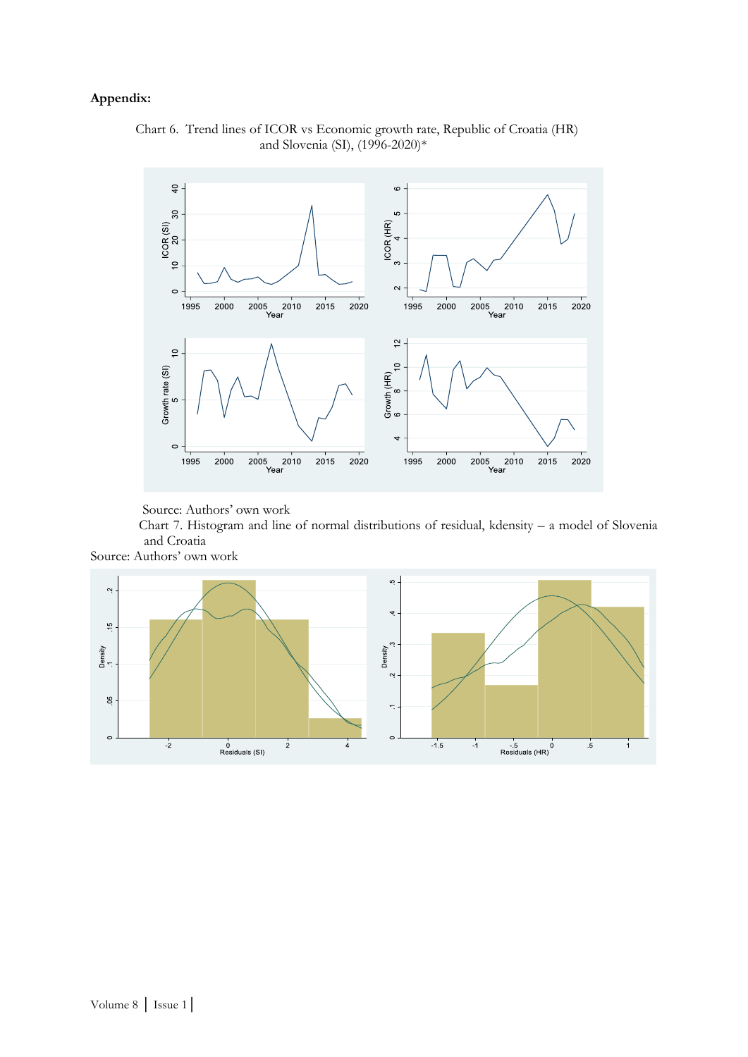**Appendix:**

Chart 6. Trend lines of ICOR vs Economic growth rate, Republic of Croatia (HR) and Slovenia (SI), (1996-2020)*

ICOR (SI)
0 10 20 30 40
1995 2000 2005 2010 2015 2020
Year

ICOR (HR)
2 3 4 5 6
1995 2000 2005 2010 2015 2020
Year

Growth rate (SI)
0 5 10
1995 2000 2005 2010 2015 2020
Year

Growth (HR)
4 6 8 10 12
1995 2000 2005 2010 2015 2020
Year

Source: Authors' own work

Chart 7. Histogram and line of normal distributions of residual, kdensity – a model of Slovenia and Croatia

Source: Authors' own work

Density
0 .05 .1 .15 .2
-2 0 2 4
Residuals (SI)

Density
0 .1 .2 .3 .4 .5
-1.5 -1 -.5 0 .5 1
Residuals (HR)